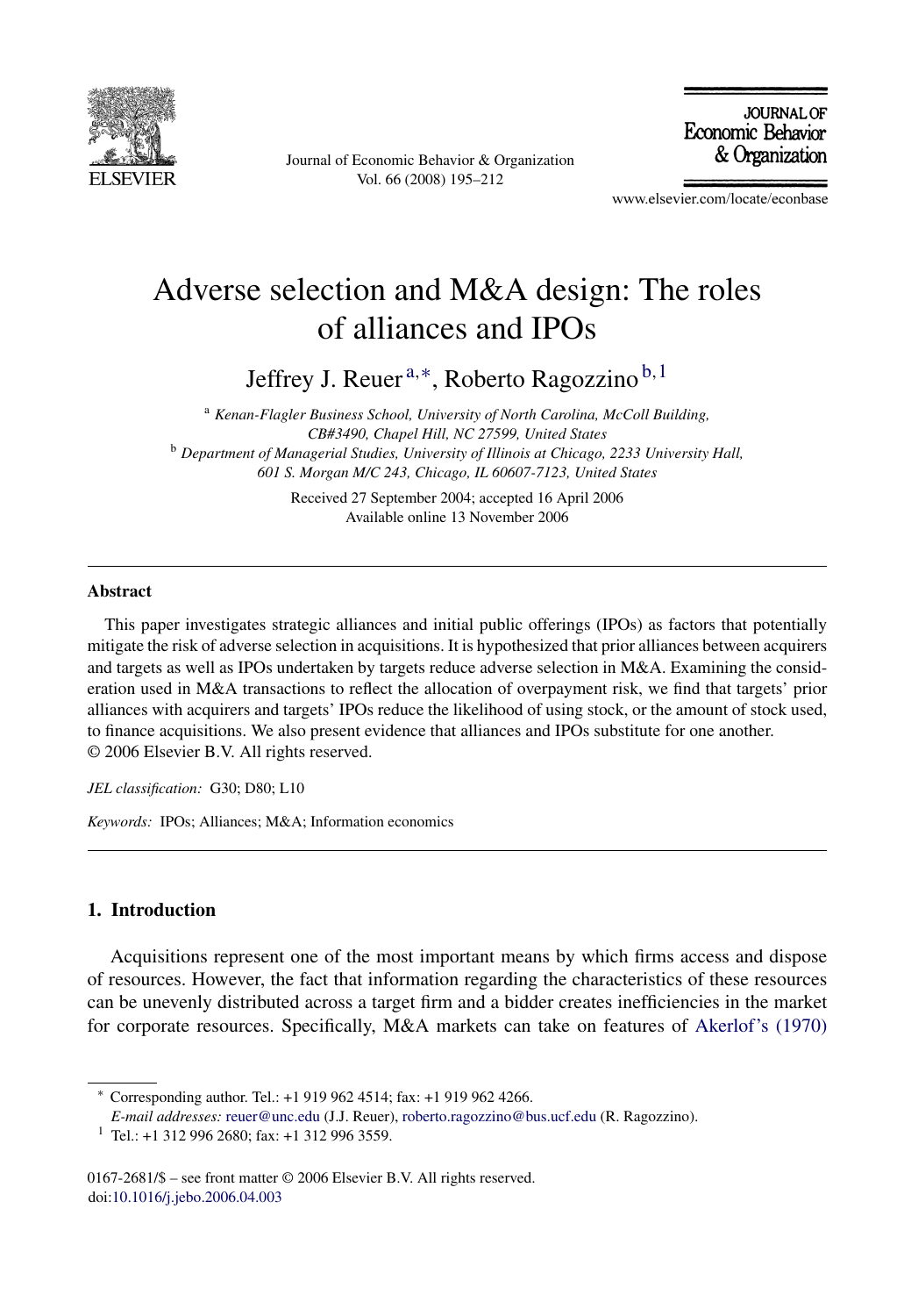# Adverse selection and M&A design: The roles of alliances and IPOs

Jeffrey J. Reuer[a,*], Roberto Ragozzino[b,1]

[a] *Kenan-Flagler Business School, University of North Carolina, McColl Building, CB#3490, Chapel Hill, NC 27599, United States*

[b] *Department of Managerial Studies, University of Illinois at Chicago, 2233 University Hall, 601 S. Morgan M/C 243, Chicago, IL 60607-7123, United States*

Received 27 September 2004; accepted 16 April 2006
Available online 13 November 2006

## Abstract

This paper investigates strategic alliances and initial public offerings (IPOs) as factors that potentially mitigate the risk of adverse selection in acquisitions. It is hypothesized that prior alliances between acquirers and targets as well as IPOs undertaken by targets reduce adverse selection in M&A. Examining the consideration used in M&A transactions to reflect the allocation of overpayment risk, we find that targets' prior alliances with acquirers and targets' IPOs reduce the likelihood of using stock, or the amount of stock used, to finance acquisitions. We also present evidence that alliances and IPOs substitute for one another.
© 2006 Elsevier B.V. All rights reserved.

*JEL classification:* G30; D80; L10

*Keywords:* IPOs; Alliances; M&A; Information economics

## 1. Introduction

Acquisitions represent one of the most important means by which firms access and dispose of resources. However, the fact that information regarding the characteristics of these resources can be unevenly distributed across a target firm and a bidder creates inefficiencies in the market for corporate resources. Specifically, M&A markets can take on features of Akerlof's (1970)

---

* Corresponding author. Tel.: +1 919 962 4514; fax: +1 919 962 4266.
*E-mail addresses:* reuer@unc.edu (J.J. Reuer), roberto.ragozzino@bus.ucf.edu (R. Ragozzino).
[1] Tel.: +1 312 996 2680; fax: +1 312 996 3559.

0167-2681/$ – see front matter © 2006 Elsevier B.V. All rights reserved.
doi:10.1016/j.jebo.2006.04.003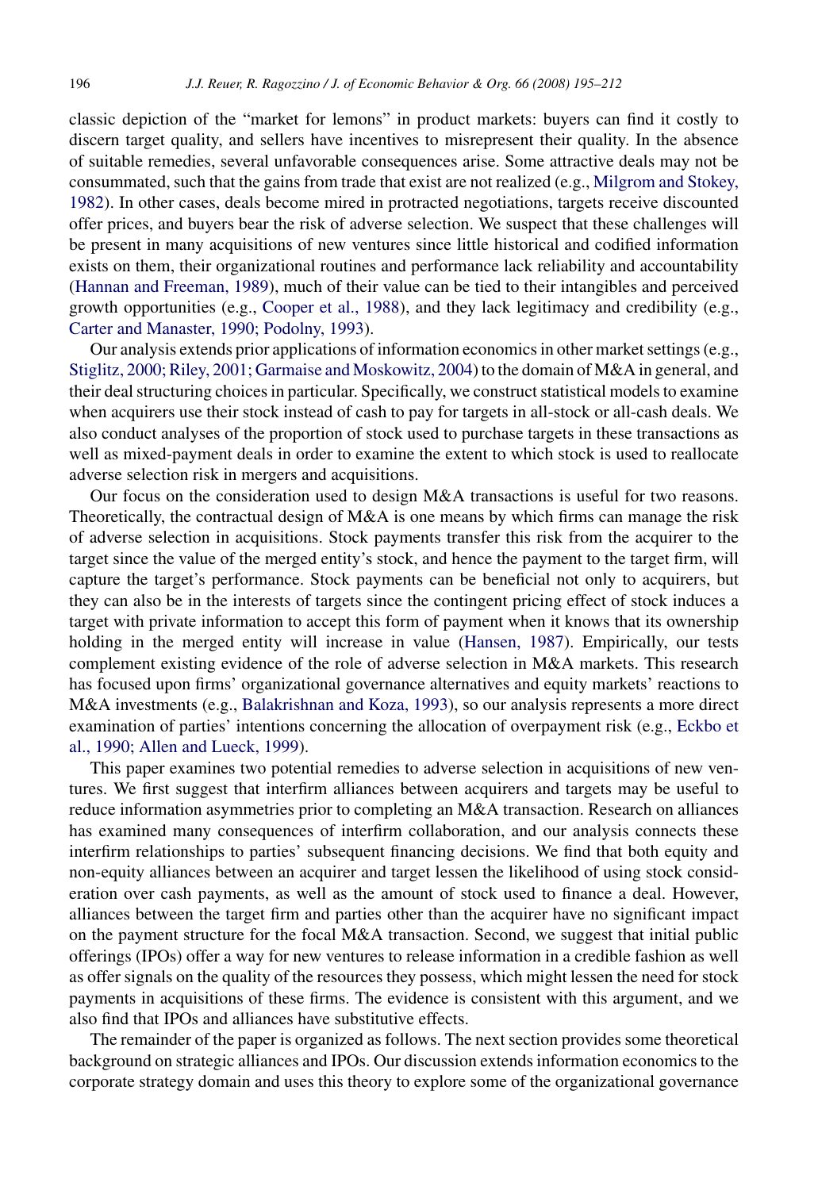classic depiction of the "market for lemons" in product markets: buyers can find it costly to discern target quality, and sellers have incentives to misrepresent their quality. In the absence of suitable remedies, several unfavorable consequences arise. Some attractive deals may not be consummated, such that the gains from trade that exist are not realized (e.g., Milgrom and Stokey, 1982). In other cases, deals become mired in protracted negotiations, targets receive discounted offer prices, and buyers bear the risk of adverse selection. We suspect that these challenges will be present in many acquisitions of new ventures since little historical and codified information exists on them, their organizational routines and performance lack reliability and accountability (Hannan and Freeman, 1989), much of their value can be tied to their intangibles and perceived growth opportunities (e.g., Cooper et al., 1988), and they lack legitimacy and credibility (e.g., Carter and Manaster, 1990; Podolny, 1993).

Our analysis extends prior applications of information economics in other market settings (e.g., Stiglitz, 2000; Riley, 2001; Garmaise and Moskowitz, 2004) to the domain of M&A in general, and their deal structuring choices in particular. Specifically, we construct statistical models to examine when acquirers use their stock instead of cash to pay for targets in all-stock or all-cash deals. We also conduct analyses of the proportion of stock used to purchase targets in these transactions as well as mixed-payment deals in order to examine the extent to which stock is used to reallocate adverse selection risk in mergers and acquisitions.

Our focus on the consideration used to design M&A transactions is useful for two reasons. Theoretically, the contractual design of M&A is one means by which firms can manage the risk of adverse selection in acquisitions. Stock payments transfer this risk from the acquirer to the target since the value of the merged entity's stock, and hence the payment to the target firm, will capture the target's performance. Stock payments can be beneficial not only to acquirers, but they can also be in the interests of targets since the contingent pricing effect of stock induces a target with private information to accept this form of payment when it knows that its ownership holding in the merged entity will increase in value (Hansen, 1987). Empirically, our tests complement existing evidence of the role of adverse selection in M&A markets. This research has focused upon firms' organizational governance alternatives and equity markets' reactions to M&A investments (e.g., Balakrishnan and Koza, 1993), so our analysis represents a more direct examination of parties' intentions concerning the allocation of overpayment risk (e.g., Eckbo et al., 1990; Allen and Lueck, 1999).

This paper examines two potential remedies to adverse selection in acquisitions of new ventures. We first suggest that interfirm alliances between acquirers and targets may be useful to reduce information asymmetries prior to completing an M&A transaction. Research on alliances has examined many consequences of interfirm collaboration, and our analysis connects these interfirm relationships to parties' subsequent financing decisions. We find that both equity and non-equity alliances between an acquirer and target lessen the likelihood of using stock consideration over cash payments, as well as the amount of stock used to finance a deal. However, alliances between the target firm and parties other than the acquirer have no significant impact on the payment structure for the focal M&A transaction. Second, we suggest that initial public offerings (IPOs) offer a way for new ventures to release information in a credible fashion as well as offer signals on the quality of the resources they possess, which might lessen the need for stock payments in acquisitions of these firms. The evidence is consistent with this argument, and we also find that IPOs and alliances have substitutive effects.

The remainder of the paper is organized as follows. The next section provides some theoretical background on strategic alliances and IPOs. Our discussion extends information economics to the corporate strategy domain and uses this theory to explore some of the organizational governance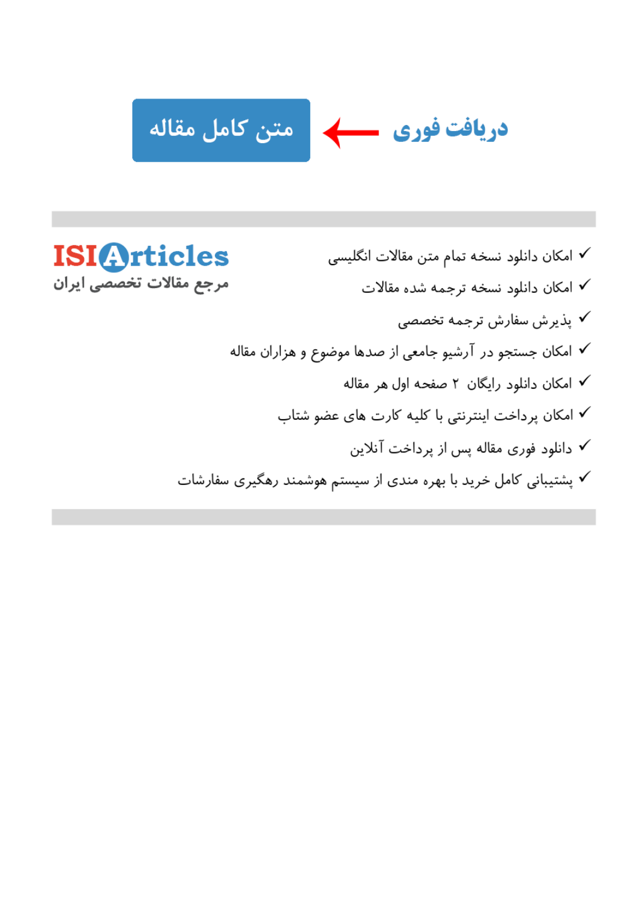دریافت فوری ← **متن کامل مقاله**

**ISIArticles**
مرجع مقالات تخصصی ایران

- ✓ امکان دانلود نسخه تمام متن مقالات انگلیسی
- ✓ امکان دانلود نسخه ترجمه شده مقالات
- ✓ پذیرش سفارش ترجمه تخصصی
- ✓ امکان جستجو در آرشیو جامعی از صدها موضوع و هزاران مقاله
- ✓ امکان دانلود رایگان ۲ صفحه اول هر مقاله
- ✓ امکان پرداخت اینترنتی با کلیه کارت های عضو شتاب
- ✓ دانلود فوری مقاله پس از پرداخت آنلاین
- ✓ پشتیبانی کامل خرید با بهره مندی از سیستم هوشمند رهگیری سفارشات